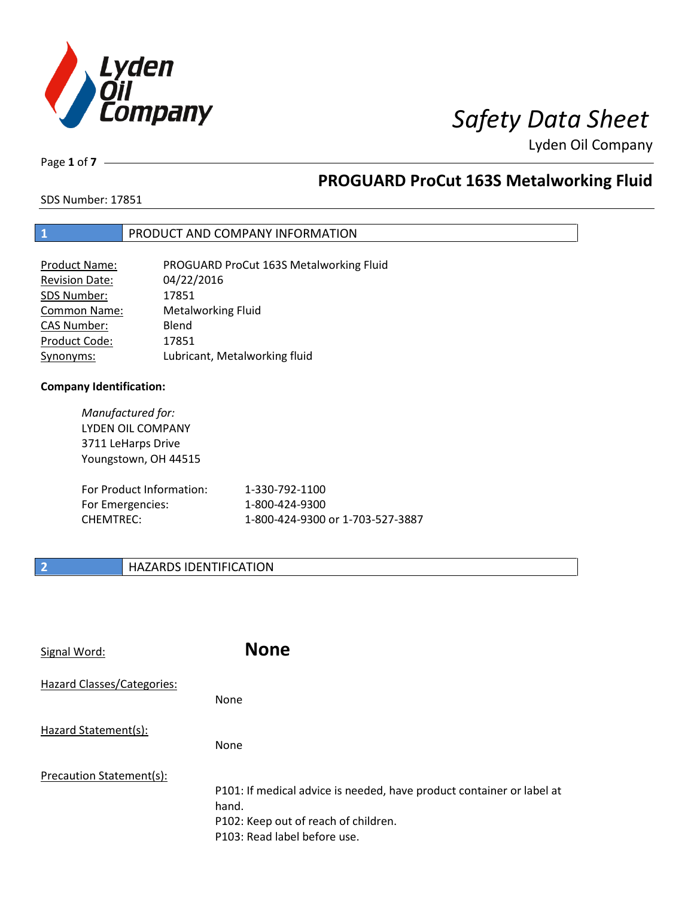# Safety Data Sheet

Lyden Oil Company

## PROGUARD ProCut 163S Metalworking Fluid

SDS Number: 17851

## 1 PRODUCT AND COMPANY INFORMATION

| | |
|---|---|
| Product Name: | PROGUARD ProCut 163S Metalworking Fluid |
| Revision Date: | 04/22/2016 |
| SDS Number: | 17851 |
| Common Name: | Metalworking Fluid |
| CAS Number: | Blend |
| Product Code: | 17851 |
| Synonyms: | Lubricant, Metalworking fluid |

**Company Identification:**

*Manufactured for:*
LYDEN OIL COMPANY
3711 LeHarps Drive
Youngstown, OH 44515

| | |
|---|---|
| For Product Information: | 1-330-792-1100 |
| For Emergencies: | 1-800-424-9300 |
| CHEMTREC: | 1-800-424-9300 or 1-703-527-3887 |

## 2 HAZARDS IDENTIFICATION

Signal Word: **None**

Hazard Classes/Categories:

None

Hazard Statement(s):

None

Precaution Statement(s):

P101: If medical advice is needed, have product container or label at hand.
P102: Keep out of reach of children.
P103: Read label before use.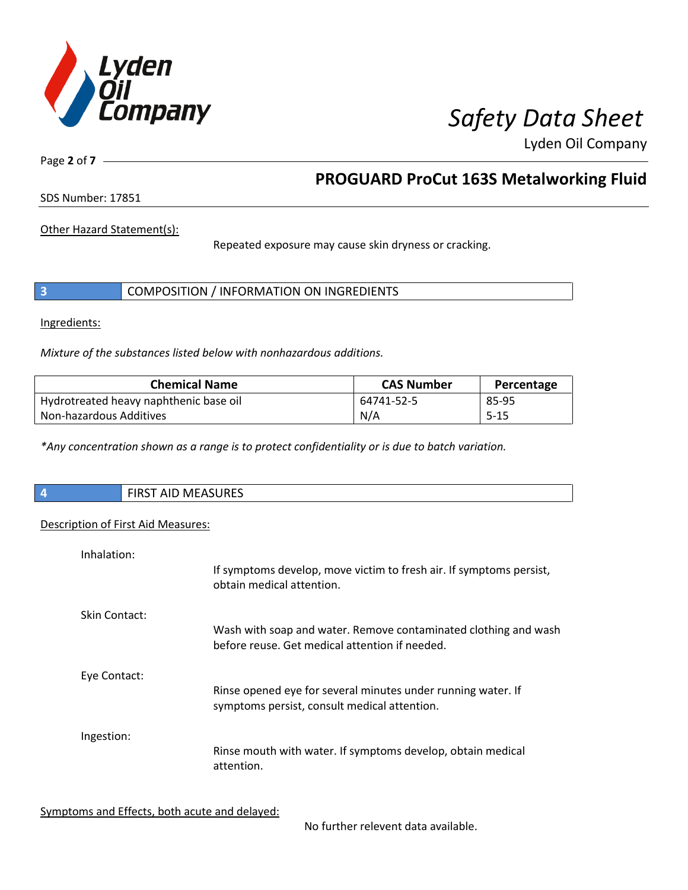Other Hazard Statement(s):

Repeated exposure may cause skin dryness or cracking.

## 3 COMPOSITION / INFORMATION ON INGREDIENTS

Ingredients:

*Mixture of the substances listed below with nonhazardous additions.*

| Chemical Name | CAS Number | Percentage |
|---|---|---|
| Hydrotreated heavy naphthenic base oil | 64741-52-5 | 85-95 |
| Non-hazardous Additives | N/A | 5-15 |

*\*Any concentration shown as a range is to protect confidentiality or is due to batch variation.*

## 4 FIRST AID MEASURES

Description of First Aid Measures:

Inhalation:

If symptoms develop, move victim to fresh air. If symptoms persist, obtain medical attention.

Skin Contact:

Wash with soap and water. Remove contaminated clothing and wash before reuse. Get medical attention if needed.

Eye Contact:

Rinse opened eye for several minutes under running water. If symptoms persist, consult medical attention.

Ingestion:

Rinse mouth with water. If symptoms develop, obtain medical attention.

Symptoms and Effects, both acute and delayed:

No further relevent data available.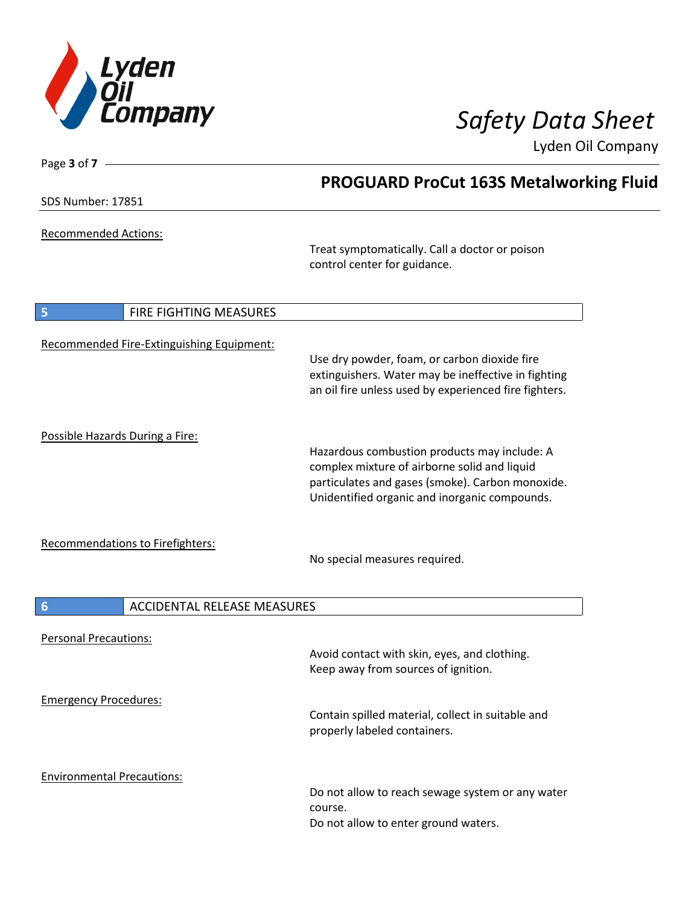Recommended Actions:

Treat symptomatically. Call a doctor or poison control center for guidance.

## 5 FIRE FIGHTING MEASURES

Recommended Fire-Extinguishing Equipment:

Use dry powder, foam, or carbon dioxide fire extinguishers. Water may be ineffective in fighting an oil fire unless used by experienced fire fighters.

Possible Hazards During a Fire:

Hazardous combustion products may include: A complex mixture of airborne solid and liquid particulates and gases (smoke). Carbon monoxide. Unidentified organic and inorganic compounds.

Recommendations to Firefighters:

No special measures required.

## 6 ACCIDENTAL RELEASE MEASURES

Personal Precautions:

Avoid contact with skin, eyes, and clothing.
Keep away from sources of ignition.

Emergency Procedures:

Contain spilled material, collect in suitable and properly labeled containers.

Environmental Precautions:

Do not allow to reach sewage system or any water course.
Do not allow to enter ground waters.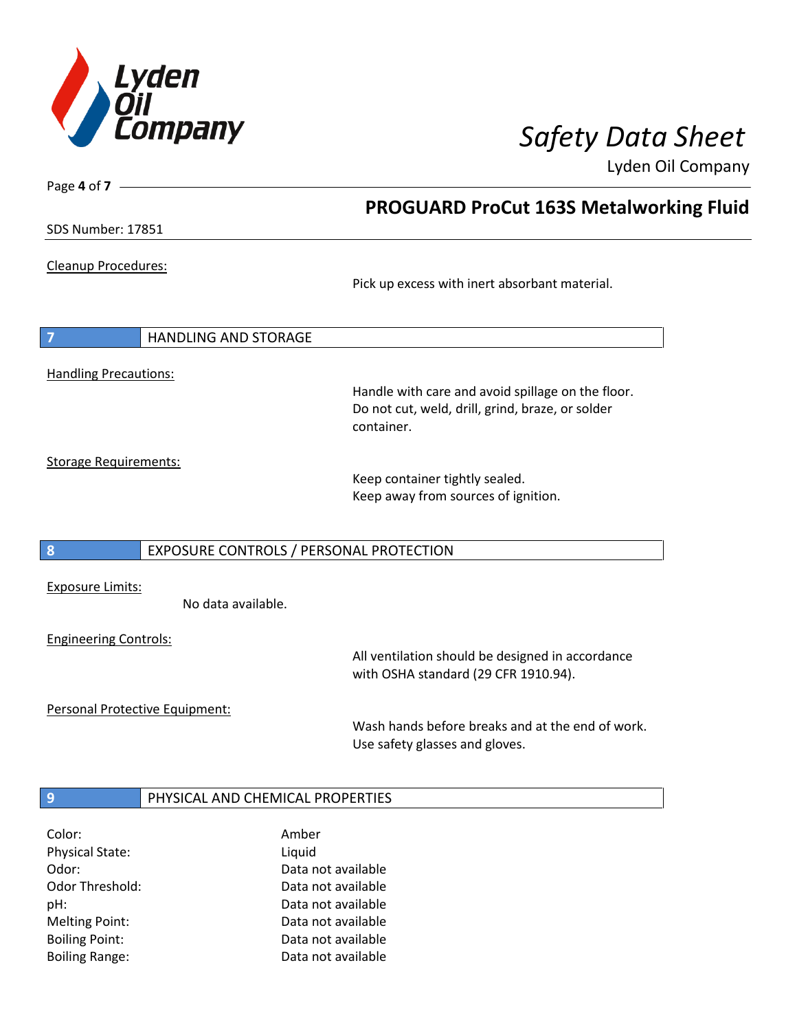Cleanup Procedures:

Pick up excess with inert absorbant material.

## 7 HANDLING AND STORAGE

Handling Precautions:

Handle with care and avoid spillage on the floor.
Do not cut, weld, drill, grind, braze, or solder container.

Storage Requirements:

Keep container tightly sealed.
Keep away from sources of ignition.

## 8 EXPOSURE CONTROLS / PERSONAL PROTECTION

Exposure Limits:

No data available.

Engineering Controls:

All ventilation should be designed in accordance with OSHA standard (29 CFR 1910.94).

Personal Protective Equipment:

Wash hands before breaks and at the end of work.
Use safety glasses and gloves.

## 9 PHYSICAL AND CHEMICAL PROPERTIES

| | |
|---|---|
| Color: | Amber |
| Physical State: | Liquid |
| Odor: | Data not available |
| Odor Threshold: | Data not available |
| pH: | Data not available |
| Melting Point: | Data not available |
| Boiling Point: | Data not available |
| Boiling Range: | Data not available |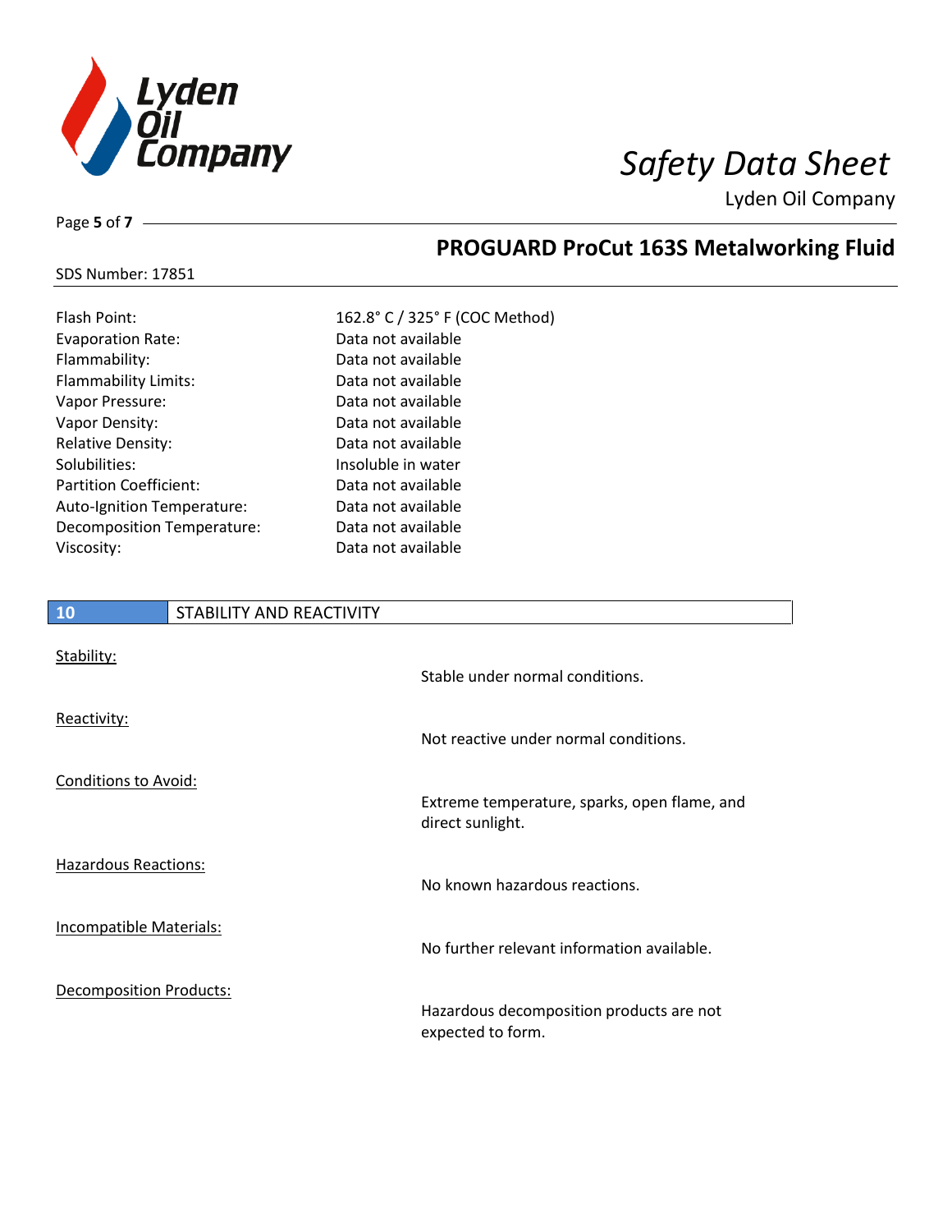| Property | Value |
|---|---|
| Flash Point: | 162.8° C / 325° F (COC Method) |
| Evaporation Rate: | Data not available |
| Flammability: | Data not available |
| Flammability Limits: | Data not available |
| Vapor Pressure: | Data not available |
| Vapor Density: | Data not available |
| Relative Density: | Data not available |
| Solubilities: | Insoluble in water |
| Partition Coefficient: | Data not available |
| Auto-Ignition Temperature: | Data not available |
| Decomposition Temperature: | Data not available |
| Viscosity: | Data not available |

## 10 STABILITY AND REACTIVITY

**Stability:**

Stable under normal conditions.

**Reactivity:**

Not reactive under normal conditions.

**Conditions to Avoid:**

Extreme temperature, sparks, open flame, and direct sunlight.

**Hazardous Reactions:**

No known hazardous reactions.

**Incompatible Materials:**

No further relevant information available.

**Decomposition Products:**

Hazardous decomposition products are not expected to form.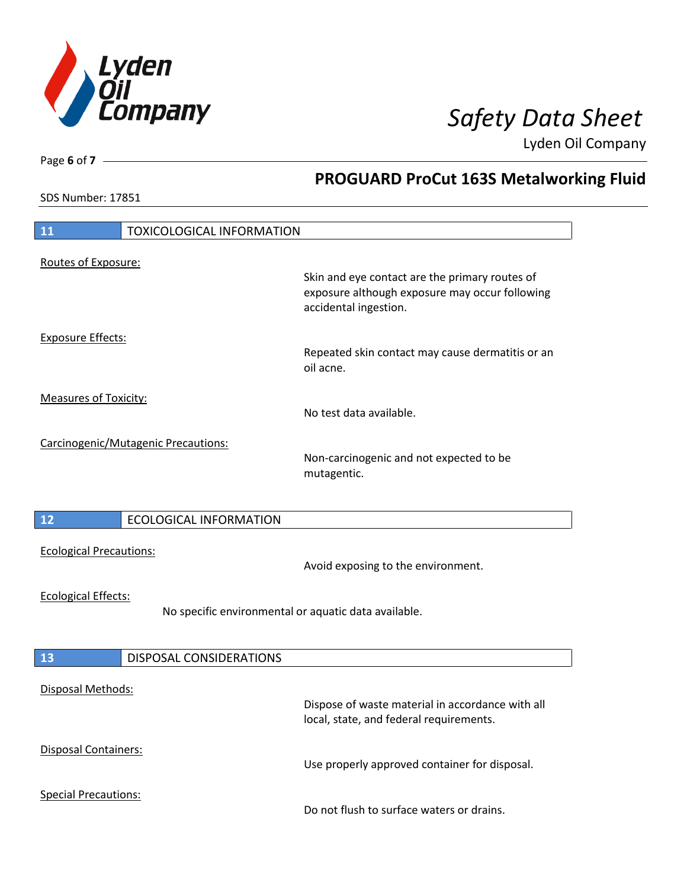## 11 TOXICOLOGICAL INFORMATION

Routes of Exposure:

Skin and eye contact are the primary routes of exposure although exposure may occur following accidental ingestion.

Exposure Effects:

Repeated skin contact may cause dermatitis or an oil acne.

Measures of Toxicity:

No test data available.

Carcinogenic/Mutagenic Precautions:

Non-carcinogenic and not expected to be mutagentic.

## 12 ECOLOGICAL INFORMATION

Ecological Precautions:

Avoid exposing to the environment.

Ecological Effects:

No specific environmental or aquatic data available.

## 13 DISPOSAL CONSIDERATIONS

Disposal Methods:

Dispose of waste material in accordance with all local, state, and federal requirements.

Disposal Containers:

Use properly approved container for disposal.

Special Precautions:

Do not flush to surface waters or drains.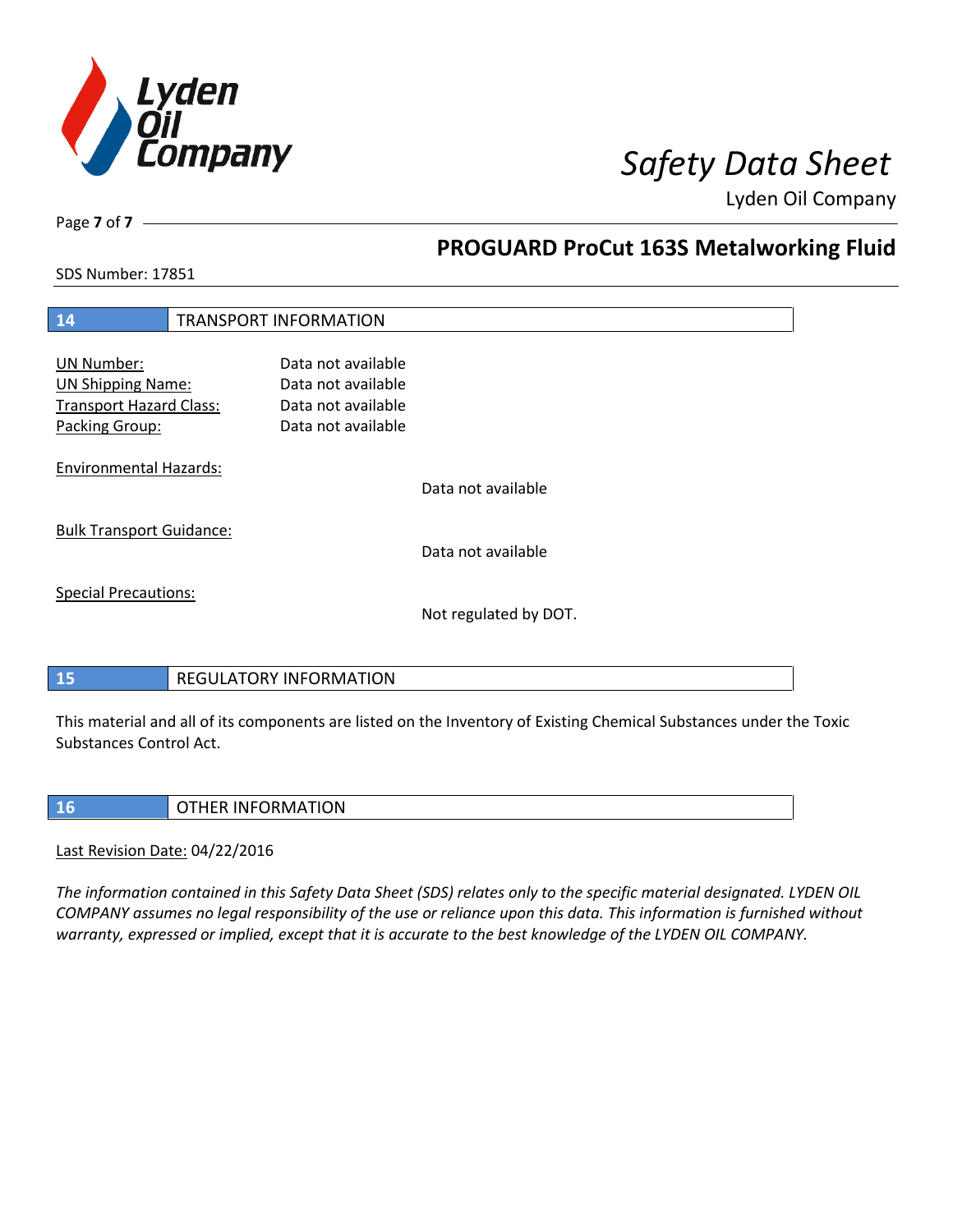## 14 TRANSPORT INFORMATION

UN Number: Data not available
UN Shipping Name: Data not available
Transport Hazard Class: Data not available
Packing Group: Data not available

Environmental Hazards:
Data not available

Bulk Transport Guidance:
Data not available

Special Precautions:
Not regulated by DOT.

## 15 REGULATORY INFORMATION

This material and all of its components are listed on the Inventory of Existing Chemical Substances under the Toxic Substances Control Act.

## 16 OTHER INFORMATION

Last Revision Date: 04/22/2016

*The information contained in this Safety Data Sheet (SDS) relates only to the specific material designated. LYDEN OIL COMPANY assumes no legal responsibility of the use or reliance upon this data. This information is furnished without warranty, expressed or implied, except that it is accurate to the best knowledge of the LYDEN OIL COMPANY.*